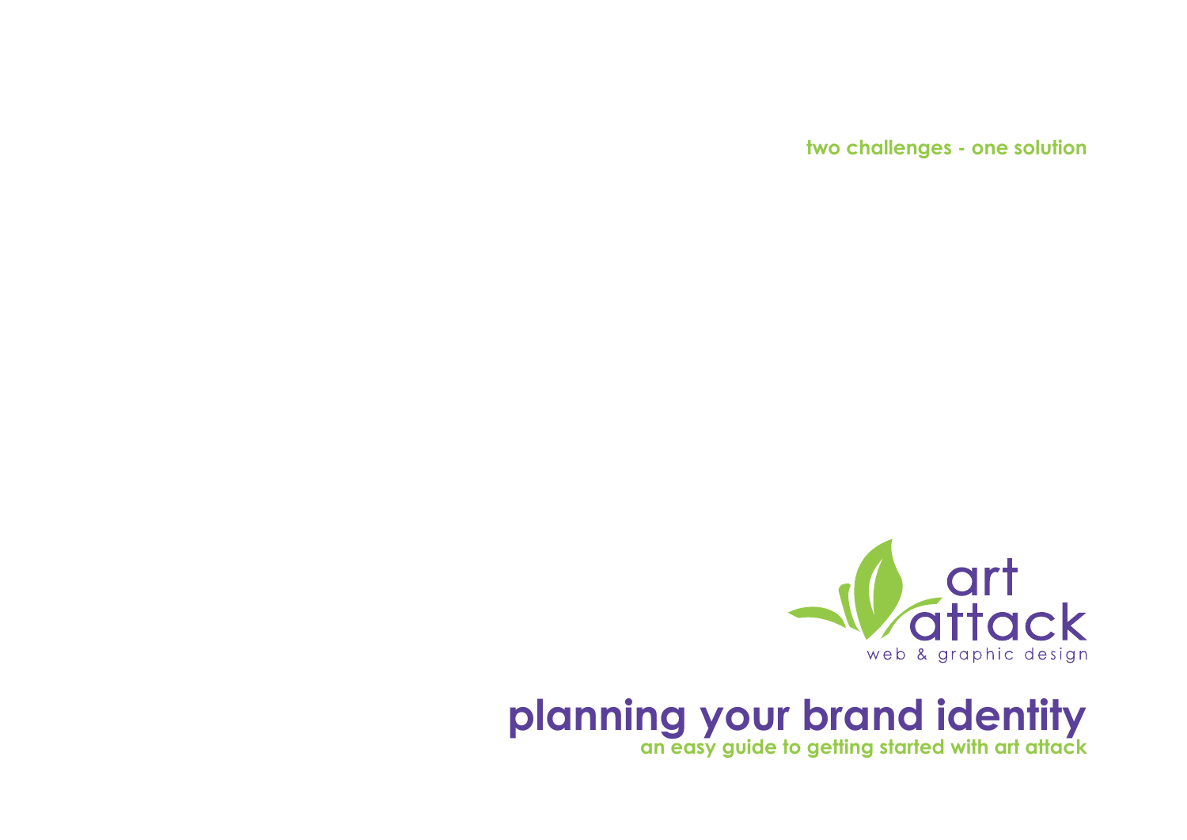two challenges - one solution

art attack
web & graphic design

# planning your brand identity

**an easy guide to getting started with art attack**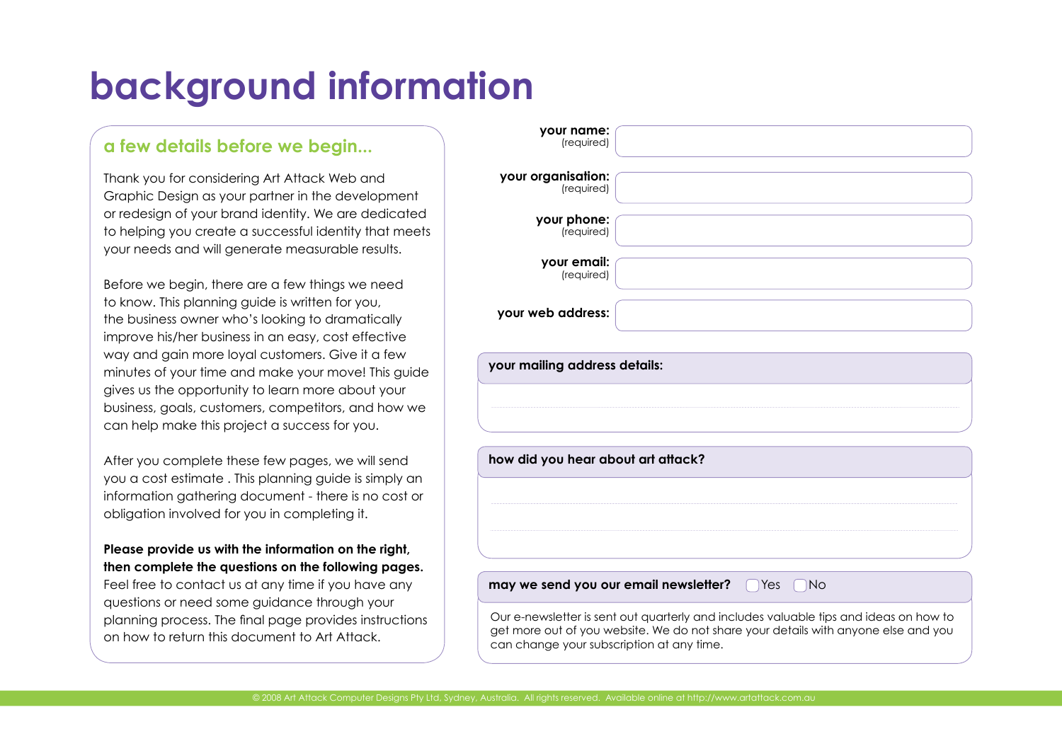# background information

## a few details before we begin...

Thank you for considering Art Attack Web and Graphic Design as your partner in the development or redesign of your brand identity. We are dedicated to helping you create a successful identity that meets your needs and will generate measurable results.

Before we begin, there are a few things we need to know. This planning guide is written for you, the business owner who's looking to dramatically improve his/her business in an easy, cost effective way and gain more loyal customers. Give it a few minutes of your time and make your move! This guide gives us the opportunity to learn more about your business, goals, customers, competitors, and how we can help make this project a success for you.

After you complete these few pages, we will send you a cost estimate . This planning guide is simply an information gathering document - there is no cost or obligation involved for you in completing it.

**Please provide us with the information on the right, then complete the questions on the following pages.** Feel free to contact us at any time if you have any questions or need some guidance through your planning process. The final page provides instructions on how to return this document to Art Attack.

**your name:** (required)

**your organisation:** (required)

**your phone:** (required)

**your email:** (required)

**your web address:**

**your mailing address details:**

**how did you hear about art attack?**

**may we send you our email newsletter?** ☐ Yes ☐ No

Our e-newsletter is sent out quarterly and includes valuable tips and ideas on how to get more out of you website. We do not share your details with anyone else and you can change your subscription at any time.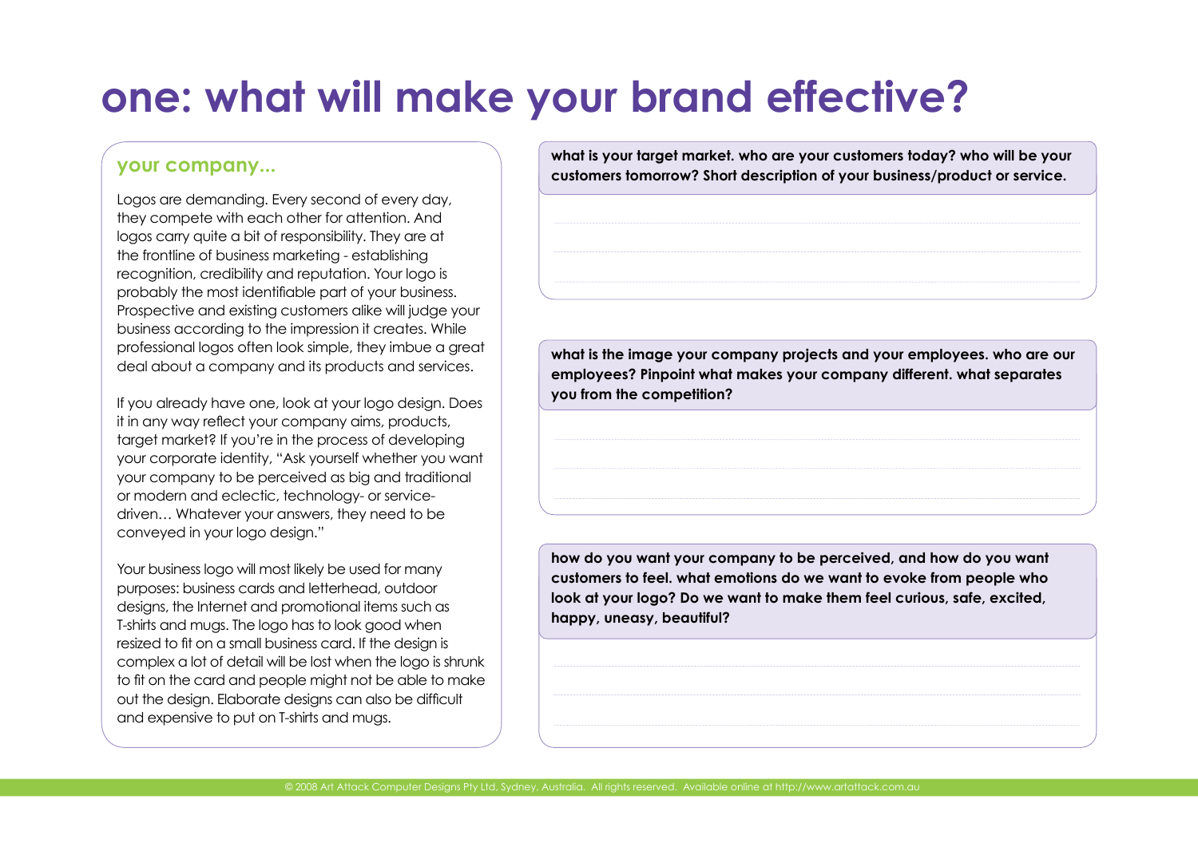# one: what will make your brand effective?

## your company...

Logos are demanding. Every second of every day, they compete with each other for attention. And logos carry quite a bit of responsibility. They are at the frontline of business marketing - establishing recognition, credibility and reputation. Your logo is probably the most identifiable part of your business. Prospective and existing customers alike will judge your business according to the impression it creates. While professional logos often look simple, they imbue a great deal about a company and its products and services.

If you already have one, look at your logo design. Does it in any way reflect your company aims, products, target market? If you're in the process of developing your corporate identity, "Ask yourself whether you want your company to be perceived as big and traditional or modern and eclectic, technology- or service-driven… Whatever your answers, they need to be conveyed in your logo design."

Your business logo will most likely be used for many purposes: business cards and letterhead, outdoor designs, the Internet and promotional items such as T-shirts and mugs. The logo has to look good when resized to fit on a small business card. If the design is complex a lot of detail will be lost when the logo is shrunk to fit on the card and people might not be able to make out the design. Elaborate designs can also be difficult and expensive to put on T-shirts and mugs.

**what is your target market. who are your customers today? who will be your customers tomorrow? Short description of your business/product or service.**

**what is the image your company projects and your employees. who are our employees? Pinpoint what makes your company different. what separates you from the competition?**

**how do you want your company to be perceived, and how do you want customers to feel. what emotions do we want to evoke from people who look at your logo? Do we want to make them feel curious, safe, excited, happy, uneasy, beautiful?**

© 2008 Art Attack Computer Designs Pty Ltd, Sydney, Australia. All rights reserved. Available online at http://www.artattack.com.au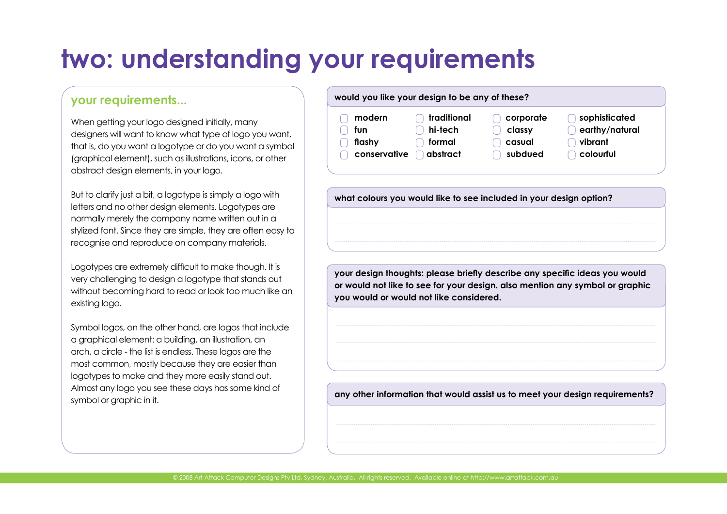# two: understanding your requirements

## your requirements...

When getting your logo designed initially, many designers will want to know what type of logo you want, that is, do you want a logotype or do you want a symbol (graphical element), such as illustrations, icons, or other abstract design elements, in your logo.

But to clarify just a bit, a logotype is simply a logo with letters and no other design elements. Logotypes are normally merely the company name written out in a stylized font. Since they are simple, they are often easy to recognise and reproduce on company materials.

Logotypes are extremely difficult to make though. It is very challenging to design a logotype that stands out without becoming hard to read or look too much like an existing logo.

Symbol logos, on the other hand, are logos that include a graphical element: a building, an illustration, an arch, a circle - the list is endless. These logos are the most common, mostly because they are easier than logotypes to make and they more easily stand out. Almost any logo you see these days has some kind of symbol or graphic in it.

**would you like your design to be any of these?**

- [ ] modern
- [ ] fun
- [ ] flashy
- [ ] conservative
- [ ] traditional
- [ ] hi-tech
- [ ] formal
- [ ] abstract
- [ ] corporate
- [ ] classy
- [ ] casual
- [ ] subdued
- [ ] sophisticated
- [ ] earthy/natural
- [ ] vibrant
- [ ] colourful

**what colours you would like to see included in your design option?**

**your design thoughts: please briefly describe any specific ideas you would or would not like to see for your design. also mention any symbol or graphic you would or would not like considered.**

**any other information that would assist us to meet your design requirements?**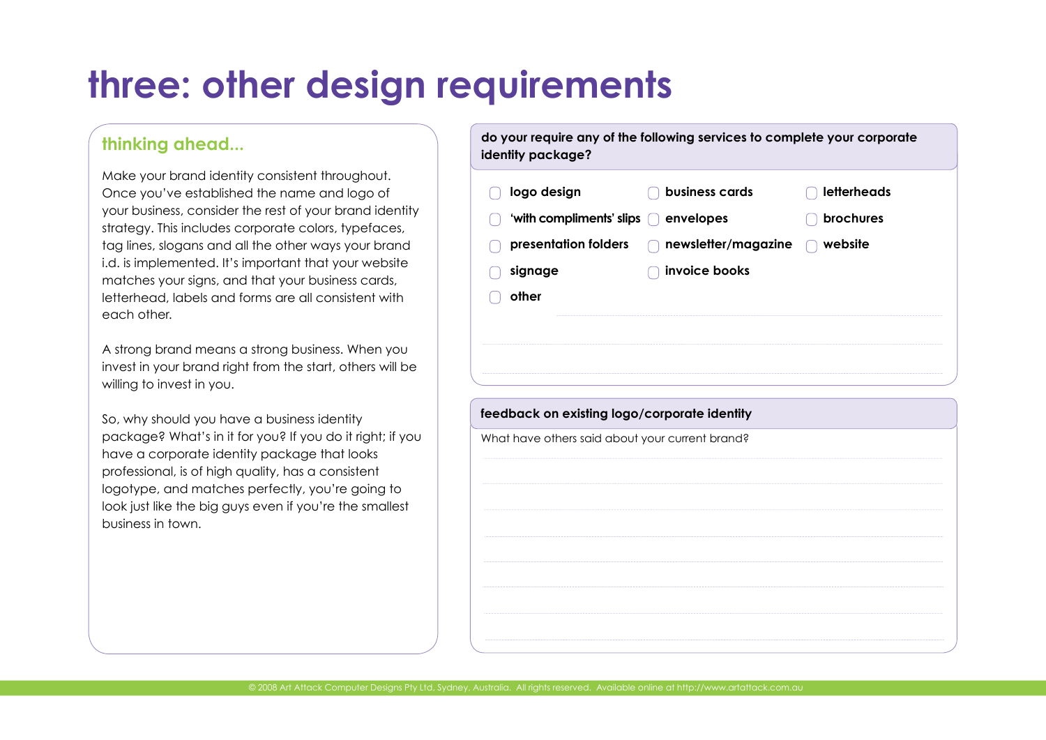# three: other design requirements

## thinking ahead...

Make your brand identity consistent throughout. Once you've established the name and logo of your business, consider the rest of your brand identity strategy. This includes corporate colors, typefaces, tag lines, slogans and all the other ways your brand i.d. is implemented. It's important that your website matches your signs, and that your business cards, letterhead, labels and forms are all consistent with each other.

A strong brand means a strong business. When you invest in your brand right from the start, others will be willing to invest in you.

So, why should you have a business identity package? What's in it for you? If you do it right; if you have a corporate identity package that looks professional, is of high quality, has a consistent logotype, and matches perfectly, you're going to look just like the big guys even if you're the smallest business in town.

## do your require any of the following services to complete your corporate identity package?

- [ ] **logo design**
- [ ] **business cards**
- [ ] **letterheads**
- [ ] **'with compliments' slips**
- [ ] **envelopes**
- [ ] **brochures**
- [ ] **presentation folders**
- [ ] **newsletter/magazine**
- [ ] **website**
- [ ] **signage**
- [ ] **invoice books**
- [ ] **other** ______________________________

______________________________

______________________________

## feedback on existing logo/corporate identity

What have others said about your current brand?

______________________________

______________________________

______________________________

______________________________

______________________________

______________________________

______________________________

______________________________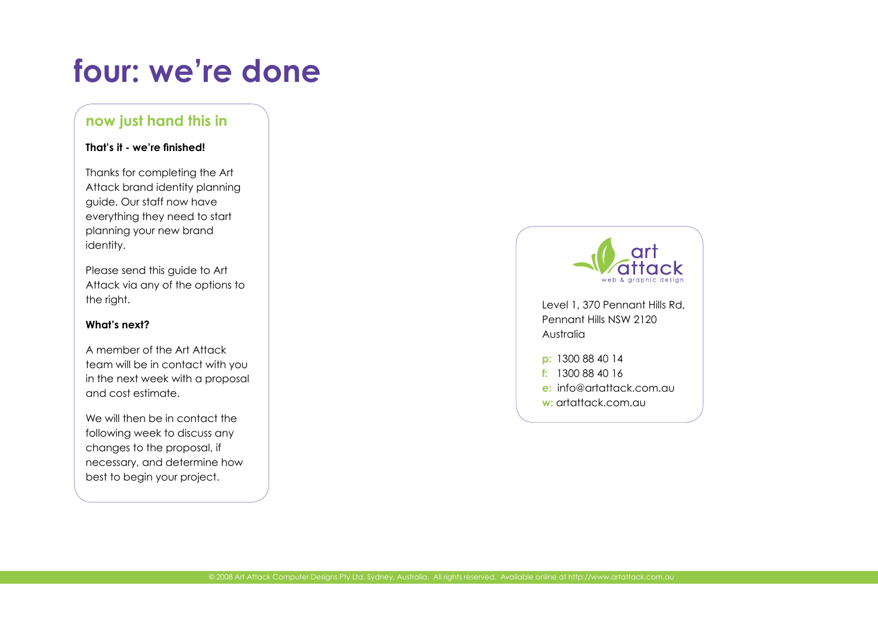# four: we're done

## now just hand this in

**That's it - we're finished!**

Thanks for completing the Art Attack brand identity planning guide. Our staff now have everything they need to start planning your new brand identity.

Please send this guide to Art Attack via any of the options to the right.

**What's next?**

A member of the Art Attack team will be in contact with you in the next week with a proposal and cost estimate.

We will then be in contact the following week to discuss any changes to the proposal, if necessary, and determine how best to begin your project.

art attack
web & graphic design

Level 1, 370 Pennant Hills Rd,
Pennant Hills NSW 2120
Australia

**p:** 1300 88 40 14
**f:** 1300 88 40 16
**e:** info@artattack.com.au
**w:** artattack.com.au

© 2008 Art Attack Computer Designs Pty Ltd, Sydney, Australia. All rights reserved. Available online at http://www.artattack.com.au